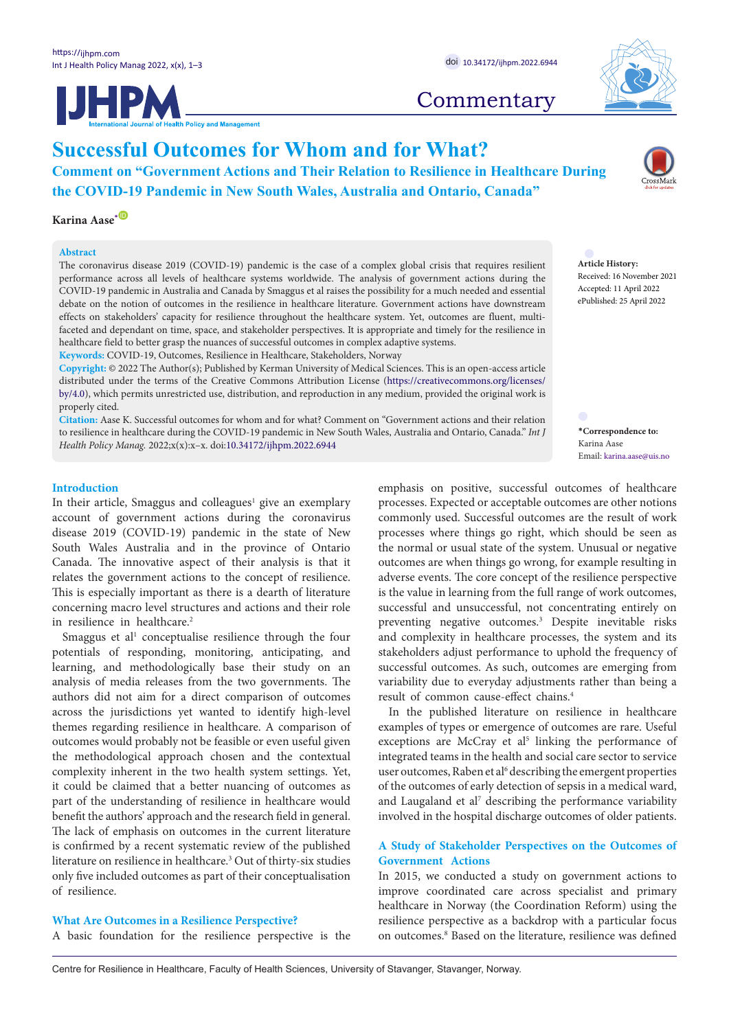Commentary

# Successful Outcomes for Whom and for What?

## Comment on "Government Actions and Their Relation to Resilience in Healthcare During the COVID-19 Pandemic in New South Wales, Australia and Ontario, Canada"

**Karina Aase***

**Abstract**

The coronavirus disease 2019 (COVID-19) pandemic is the case of a complex global crisis that requires resilient performance across all levels of healthcare systems worldwide. The analysis of government actions during the COVID-19 pandemic in Australia and Canada by Smaggus et al raises the possibility for a much needed and essential debate on the notion of outcomes in the resilience in healthcare literature. Government actions have downstream effects on stakeholders' capacity for resilience throughout the healthcare system. Yet, outcomes are fluent, multi-faceted and dependant on time, space, and stakeholder perspectives. It is appropriate and timely for the resilience in healthcare field to better grasp the nuances of successful outcomes in complex adaptive systems.

**Keywords:** COVID-19, Outcomes, Resilience in Healthcare, Stakeholders, Norway

**Copyright:** © 2022 The Author(s); Published by Kerman University of Medical Sciences. This is an open-access article distributed under the terms of the Creative Commons Attribution License (https://creativecommons.org/licenses/by/4.0), which permits unrestricted use, distribution, and reproduction in any medium, provided the original work is properly cited.

**Citation:** Aase K. Successful outcomes for whom and for what? Comment on "Government actions and their relation to resilience in healthcare during the COVID-19 pandemic in New South Wales, Australia and Ontario, Canada." *Int J Health Policy Manag.* 2022;x(x):x–x. doi:10.34172/ijhpm.2022.6944

**Article History:**
Received: 16 November 2021
Accepted: 11 April 2022
ePublished: 25 April 2022

**\*Correspondence to:**
Karina Aase
Email: karina.aase@uis.no

## Introduction

In their article, Smaggus and colleagues[1] give an exemplary account of government actions during the coronavirus disease 2019 (COVID-19) pandemic in the state of New South Wales Australia and in the province of Ontario Canada. The innovative aspect of their analysis is that it relates the government actions to the concept of resilience. This is especially important as there is a dearth of literature concerning macro level structures and actions and their role in resilience in healthcare.[2]

Smaggus et al[1] conceptualise resilience through the four potentials of responding, monitoring, anticipating, and learning, and methodologically base their study on an analysis of media releases from the two governments. The authors did not aim for a direct comparison of outcomes across the jurisdictions yet wanted to identify high-level themes regarding resilience in healthcare. A comparison of outcomes would probably not be feasible or even useful given the methodological approach chosen and the contextual complexity inherent in the two health system settings. Yet, it could be claimed that a better nuancing of outcomes as part of the understanding of resilience in healthcare would benefit the authors' approach and the research field in general. The lack of emphasis on outcomes in the current literature is confirmed by a recent systematic review of the published literature on resilience in healthcare.[3] Out of thirty-six studies only five included outcomes as part of their conceptualisation of resilience.

## What Are Outcomes in a Resilience Perspective?

A basic foundation for the resilience perspective is the emphasis on positive, successful outcomes of healthcare processes. Expected or acceptable outcomes are other notions commonly used. Successful outcomes are the result of work processes where things go right, which should be seen as the normal or usual state of the system. Unusual or negative outcomes are when things go wrong, for example resulting in adverse events. The core concept of the resilience perspective is the value in learning from the full range of work outcomes, successful and unsuccessful, not concentrating entirely on preventing negative outcomes.[3] Despite inevitable risks and complexity in healthcare processes, the system and its stakeholders adjust performance to uphold the frequency of successful outcomes. As such, outcomes are emerging from variability due to everyday adjustments rather than being a result of common cause-effect chains.[4]

In the published literature on resilience in healthcare examples of types or emergence of outcomes are rare. Useful exceptions are McCray et al[5] linking the performance of integrated teams in the health and social care sector to service user outcomes, Raben et al[6] describing the emergent properties of the outcomes of early detection of sepsis in a medical ward, and Laugaland et al[7] describing the performance variability involved in the hospital discharge outcomes of older patients.

## A Study of Stakeholder Perspectives on the Outcomes of Government Actions

In 2015, we conducted a study on government actions to improve coordinated care across specialist and primary healthcare in Norway (the Coordination Reform) using the resilience perspective as a backdrop with a particular focus on outcomes.[8] Based on the literature, resilience was defined

Centre for Resilience in Healthcare, Faculty of Health Sciences, University of Stavanger, Stavanger, Norway.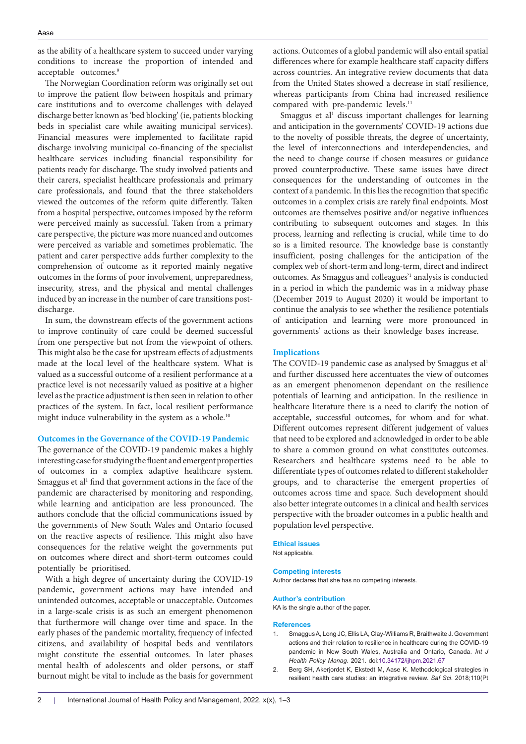as the ability of a healthcare system to succeed under varying conditions to increase the proportion of intended and acceptable outcomes.[9]

The Norwegian Coordination reform was originally set out to improve the patient flow between hospitals and primary care institutions and to overcome challenges with delayed discharge better known as 'bed blocking' (ie, patients blocking beds in specialist care while awaiting municipal services). Financial measures were implemented to facilitate rapid discharge involving municipal co-financing of the specialist healthcare services including financial responsibility for patients ready for discharge. The study involved patients and their carers, specialist healthcare professionals and primary care professionals, and found that the three stakeholders viewed the outcomes of the reform quite differently. Taken from a hospital perspective, outcomes imposed by the reform were perceived mainly as successful. Taken from a primary care perspective, the picture was more nuanced and outcomes were perceived as variable and sometimes problematic. The patient and carer perspective adds further complexity to the comprehension of outcome as it reported mainly negative outcomes in the forms of poor involvement, unpreparedness, insecurity, stress, and the physical and mental challenges induced by an increase in the number of care transitions post-discharge.

In sum, the downstream effects of the government actions to improve continuity of care could be deemed successful from one perspective but not from the viewpoint of others. This might also be the case for upstream effects of adjustments made at the local level of the healthcare system. What is valued as a successful outcome of a resilient performance at a practice level is not necessarily valued as positive at a higher level as the practice adjustment is then seen in relation to other practices of the system. In fact, local resilient performance might induce vulnerability in the system as a whole.[10]

## Outcomes in the Governance of the COVID-19 Pandemic

The governance of the COVID-19 pandemic makes a highly interesting case for studying the fluent and emergent properties of outcomes in a complex adaptive healthcare system. Smaggus et al[1] find that government actions in the face of the pandemic are characterised by monitoring and responding, while learning and anticipation are less pronounced. The authors conclude that the official communications issued by the governments of New South Wales and Ontario focused on the reactive aspects of resilience. This might also have consequences for the relative weight the governments put on outcomes where direct and short-term outcomes could potentially be prioritised.

With a high degree of uncertainty during the COVID-19 pandemic, government actions may have intended and unintended outcomes, acceptable or unacceptable. Outcomes in a large-scale crisis is as such an emergent phenomenon that furthermore will change over time and space. In the early phases of the pandemic mortality, frequency of infected citizens, and availability of hospital beds and ventilators might constitute the essential outcomes. In later phases mental health of adolescents and older persons, or staff burnout might be vital to include as the basis for government actions. Outcomes of a global pandemic will also entail spatial differences where for example healthcare staff capacity differs across countries. An integrative review documents that data from the United States showed a decrease in staff resilience, whereas participants from China had increased resilience compared with pre-pandemic levels.[11]

Smaggus et al[1] discuss important challenges for learning and anticipation in the governments' COVID-19 actions due to the novelty of possible threats, the degree of uncertainty, the level of interconnections and interdependencies, and the need to change course if chosen measures or guidance proved counterproductive. These same issues have direct consequences for the understanding of outcomes in the context of a pandemic. In this lies the recognition that specific outcomes in a complex crisis are rarely final endpoints. Most outcomes are themselves positive and/or negative influences contributing to subsequent outcomes and stages. In this process, learning and reflecting is crucial, while time to do so is a limited resource. The knowledge base is constantly insufficient, posing challenges for the anticipation of the complex web of short-term and long-term, direct and indirect outcomes. As Smaggus and colleagues'[1] analysis is conducted in a period in which the pandemic was in a midway phase (December 2019 to August 2020) it would be important to continue the analysis to see whether the resilience potentials of anticipation and learning were more pronounced in governments' actions as their knowledge bases increase.

## Implications

The COVID-19 pandemic case as analysed by Smaggus et al[1] and further discussed here accentuates the view of outcomes as an emergent phenomenon dependant on the resilience potentials of learning and anticipation. In the resilience in healthcare literature there is a need to clarify the notion of acceptable, successful outcomes, for whom and for what. Different outcomes represent different judgement of values that need to be explored and acknowledged in order to be able to share a common ground on what constitutes outcomes. Researchers and healthcare systems need to be able to differentiate types of outcomes related to different stakeholder groups, and to characterise the emergent properties of outcomes across time and space. Such development should also better integrate outcomes in a clinical and health services perspective with the broader outcomes in a public health and population level perspective.

### Ethical issues

Not applicable.

### Competing interests

Author declares that she has no competing interests.

### Author's contribution

KA is the single author of the paper.

### References

1. Smaggus A, Long JC, Ellis LA, Clay-Williams R, Braithwaite J. Government actions and their relation to resilience in healthcare during the COVID-19 pandemic in New South Wales, Australia and Ontario, Canada. *Int J Health Policy Manag*. 2021. doi:10.34172/ijhpm.2021.67
2. Berg SH, Akerjordet K, Ekstedt M, Aase K. Methodological strategies in resilient health care studies: an integrative review. *Saf Sci*. 2018;110(Pt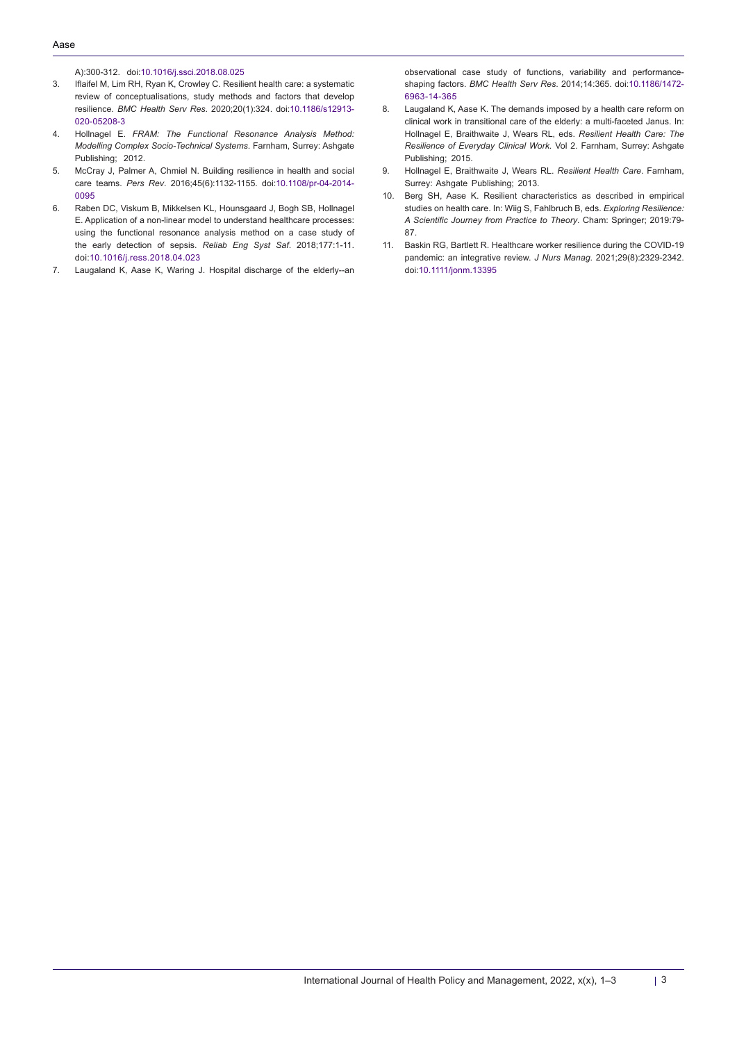A):300-312. doi:10.1016/j.ssci.2018.08.025

3. Iflaifel M, Lim RH, Ryan K, Crowley C. Resilient health care: a systematic review of conceptualisations, study methods and factors that develop resilience. *BMC Health Serv Res*. 2020;20(1):324. doi:10.1186/s12913-020-05208-3
4. Hollnagel E. *FRAM: The Functional Resonance Analysis Method: Modelling Complex Socio-Technical Systems*. Farnham, Surrey: Ashgate Publishing; 2012.
5. McCray J, Palmer A, Chmiel N. Building resilience in health and social care teams. *Pers Rev*. 2016;45(6):1132-1155. doi:10.1108/pr-04-2014-0095
6. Raben DC, Viskum B, Mikkelsen KL, Hounsgaard J, Bogh SB, Hollnagel E. Application of a non-linear model to understand healthcare processes: using the functional resonance analysis method on a case study of the early detection of sepsis. *Reliab Eng Syst Saf*. 2018;177:1-11. doi:10.1016/j.ress.2018.04.023
7. Laugaland K, Aase K, Waring J. Hospital discharge of the elderly--an observational case study of functions, variability and performance-shaping factors. *BMC Health Serv Res*. 2014;14:365. doi:10.1186/1472-6963-14-365
8. Laugaland K, Aase K. The demands imposed by a health care reform on clinical work in transitional care of the elderly: a multi-faceted Janus. In: Hollnagel E, Braithwaite J, Wears RL, eds. *Resilient Health Care: The Resilience of Everyday Clinical Work*. Vol 2. Farnham, Surrey: Ashgate Publishing; 2015.
9. Hollnagel E, Braithwaite J, Wears RL. *Resilient Health Care*. Farnham, Surrey: Ashgate Publishing; 2013.
10. Berg SH, Aase K. Resilient characteristics as described in empirical studies on health care. In: Wiig S, Fahlbruch B, eds. *Exploring Resilience: A Scientific Journey from Practice to Theory*. Cham: Springer; 2019:79-87.
11. Baskin RG, Bartlett R. Healthcare worker resilience during the COVID-19 pandemic: an integrative review. *J Nurs Manag*. 2021;29(8):2329-2342. doi:10.1111/jonm.13395